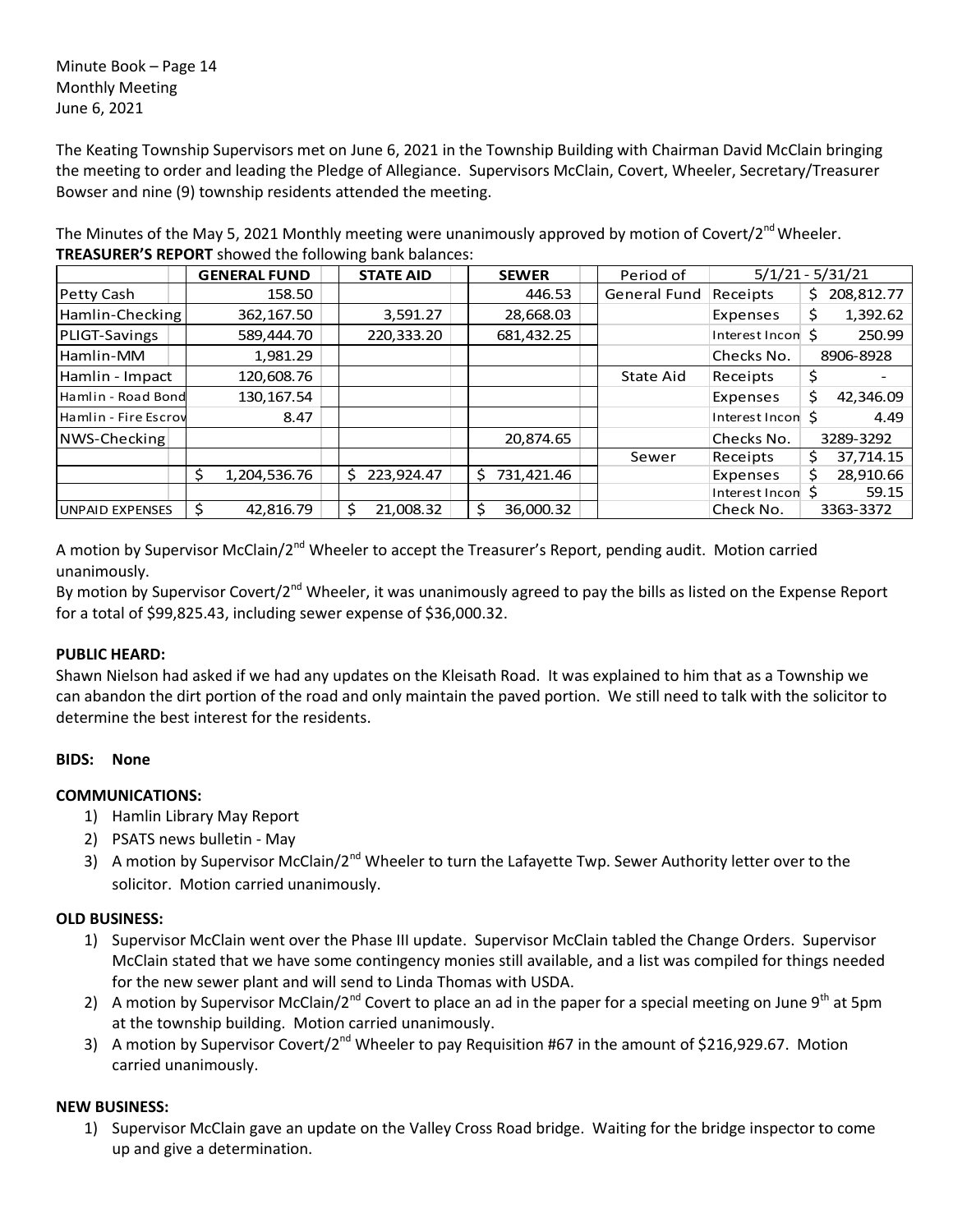Minute Book – Page 14
Monthly Meeting
June 6, 2021

The Keating Township Supervisors met on June 6, 2021 in the Township Building with Chairman David McClain bringing the meeting to order and leading the Pledge of Allegiance. Supervisors McClain, Covert, Wheeler, Secretary/Treasurer Bowser and nine (9) township residents attended the meeting.

The Minutes of the May 5, 2021 Monthly meeting were unanimously approved by motion of Covert/2nd Wheeler.
**TREASURER'S REPORT** showed the following bank balances:

| | GENERAL FUND | STATE AID | SEWER | Period of | 5/1/21 - 5/31/21 | |
|---|---|---|---|---|---|---|
| Petty Cash | 158.50 | | 446.53 | General Fund | Receipts | $ 208,812.77 |
| Hamlin-Checking | 362,167.50 | 3,591.27 | 28,668.03 | | Expenses | $ 1,392.62 |
| PLIGT-Savings | 589,444.70 | 220,333.20 | 681,432.25 | | Interest Incon | $ 250.99 |
| Hamlin-MM | 1,981.29 | | | | Checks No. | 8906-8928 |
| Hamlin - Impact | 120,608.76 | | | State Aid | Receipts | $ - |
| Hamlin - Road Bond | 130,167.54 | | | | Expenses | $ 42,346.09 |
| Hamlin - Fire Escrov | 8.47 | | | | Interest Incon | $ 4.49 |
| NWS-Checking | | | 20,874.65 | | Checks No. | 3289-3292 |
| | | | | Sewer | Receipts | $ 37,714.15 |
| | $ 1,204,536.76 | $ 223,924.47 | $ 731,421.46 | | Expenses | $ 28,910.66 |
| | | | | | Interest Incon | $ 59.15 |
| UNPAID EXPENSES | $ 42,816.79 | $ 21,008.32 | $ 36,000.32 | | Check No. | 3363-3372 |

A motion by Supervisor McClain/2nd Wheeler to accept the Treasurer's Report, pending audit. Motion carried unanimously.
By motion by Supervisor Covert/2nd Wheeler, it was unanimously agreed to pay the bills as listed on the Expense Report for a total of $99,825.43, including sewer expense of $36,000.32.

**PUBLIC HEARD:**
Shawn Nielson had asked if we had any updates on the Kleisath Road. It was explained to him that as a Township we can abandon the dirt portion of the road and only maintain the paved portion. We still need to talk with the solicitor to determine the best interest for the residents.

**BIDS: None**

**COMMUNICATIONS:**

1) Hamlin Library May Report
2) PSATS news bulletin - May
3) A motion by Supervisor McClain/2nd Wheeler to turn the Lafayette Twp. Sewer Authority letter over to the solicitor. Motion carried unanimously.

**OLD BUSINESS:**

1) Supervisor McClain went over the Phase III update. Supervisor McClain tabled the Change Orders. Supervisor McClain stated that we have some contingency monies still available, and a list was compiled for things needed for the new sewer plant and will send to Linda Thomas with USDA.
2) A motion by Supervisor McClain/2nd Covert to place an ad in the paper for a special meeting on June 9th at 5pm at the township building. Motion carried unanimously.
3) A motion by Supervisor Covert/2nd Wheeler to pay Requisition #67 in the amount of $216,929.67. Motion carried unanimously.

**NEW BUSINESS:**

1) Supervisor McClain gave an update on the Valley Cross Road bridge. Waiting for the bridge inspector to come up and give a determination.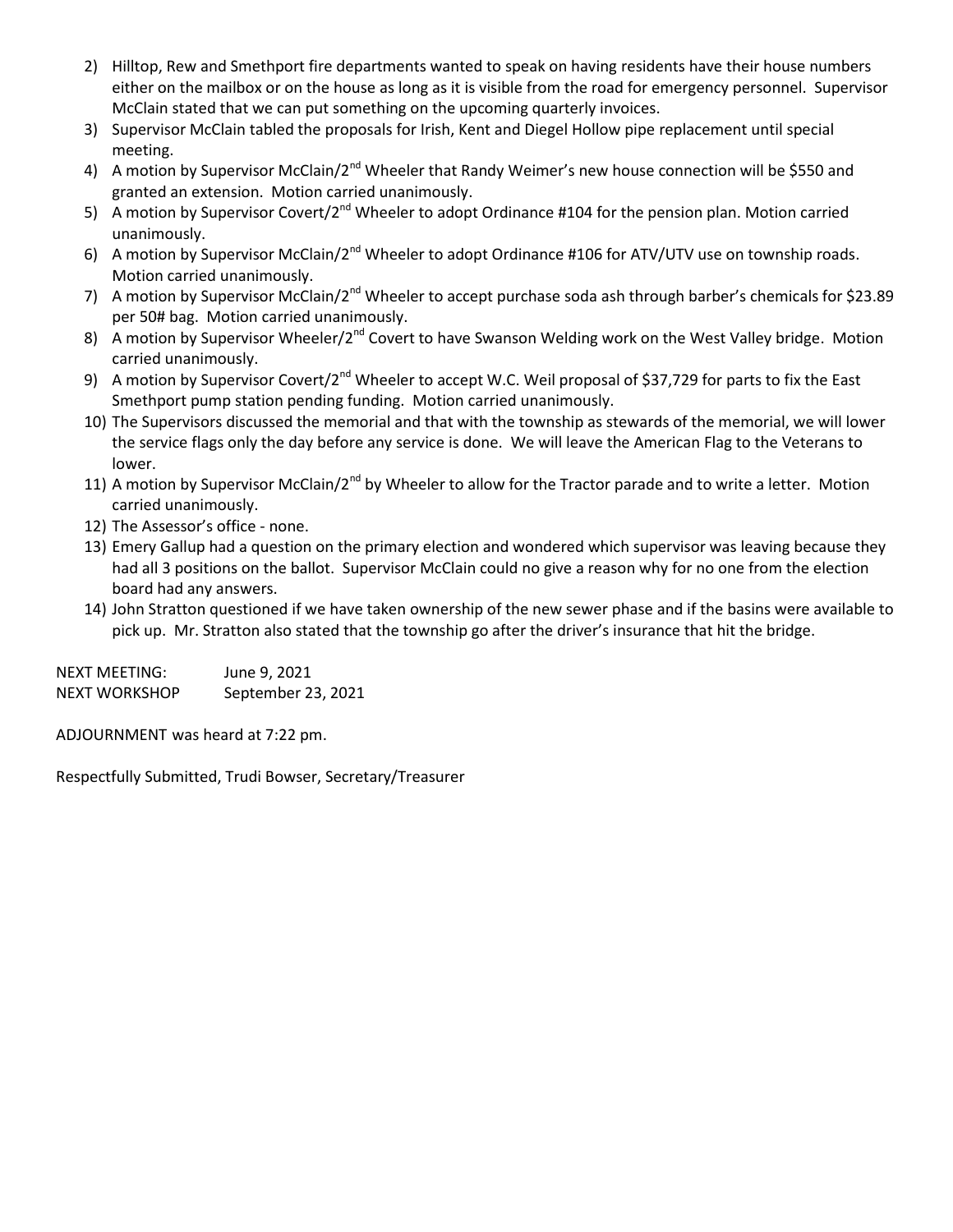2) Hilltop, Rew and Smethport fire departments wanted to speak on having residents have their house numbers either on the mailbox or on the house as long as it is visible from the road for emergency personnel. Supervisor McClain stated that we can put something on the upcoming quarterly invoices.
3) Supervisor McClain tabled the proposals for Irish, Kent and Diegel Hollow pipe replacement until special meeting.
4) A motion by Supervisor McClain/2nd Wheeler that Randy Weimer's new house connection will be $550 and granted an extension. Motion carried unanimously.
5) A motion by Supervisor Covert/2nd Wheeler to adopt Ordinance #104 for the pension plan. Motion carried unanimously.
6) A motion by Supervisor McClain/2nd Wheeler to adopt Ordinance #106 for ATV/UTV use on township roads. Motion carried unanimously.
7) A motion by Supervisor McClain/2nd Wheeler to accept purchase soda ash through barber's chemicals for $23.89 per 50# bag. Motion carried unanimously.
8) A motion by Supervisor Wheeler/2nd Covert to have Swanson Welding work on the West Valley bridge. Motion carried unanimously.
9) A motion by Supervisor Covert/2nd Wheeler to accept W.C. Weil proposal of $37,729 for parts to fix the East Smethport pump station pending funding. Motion carried unanimously.
10) The Supervisors discussed the memorial and that with the township as stewards of the memorial, we will lower the service flags only the day before any service is done. We will leave the American Flag to the Veterans to lower.
11) A motion by Supervisor McClain/2nd by Wheeler to allow for the Tractor parade and to write a letter. Motion carried unanimously.
12) The Assessor's office - none.
13) Emery Gallup had a question on the primary election and wondered which supervisor was leaving because they had all 3 positions on the ballot. Supervisor McClain could no give a reason why for no one from the election board had any answers.
14) John Stratton questioned if we have taken ownership of the new sewer phase and if the basins were available to pick up. Mr. Stratton also stated that the township go after the driver's insurance that hit the bridge.

NEXT MEETING: June 9, 2021
NEXT WORKSHOP September 23, 2021

ADJOURNMENT was heard at 7:22 pm.

Respectfully Submitted, Trudi Bowser, Secretary/Treasurer